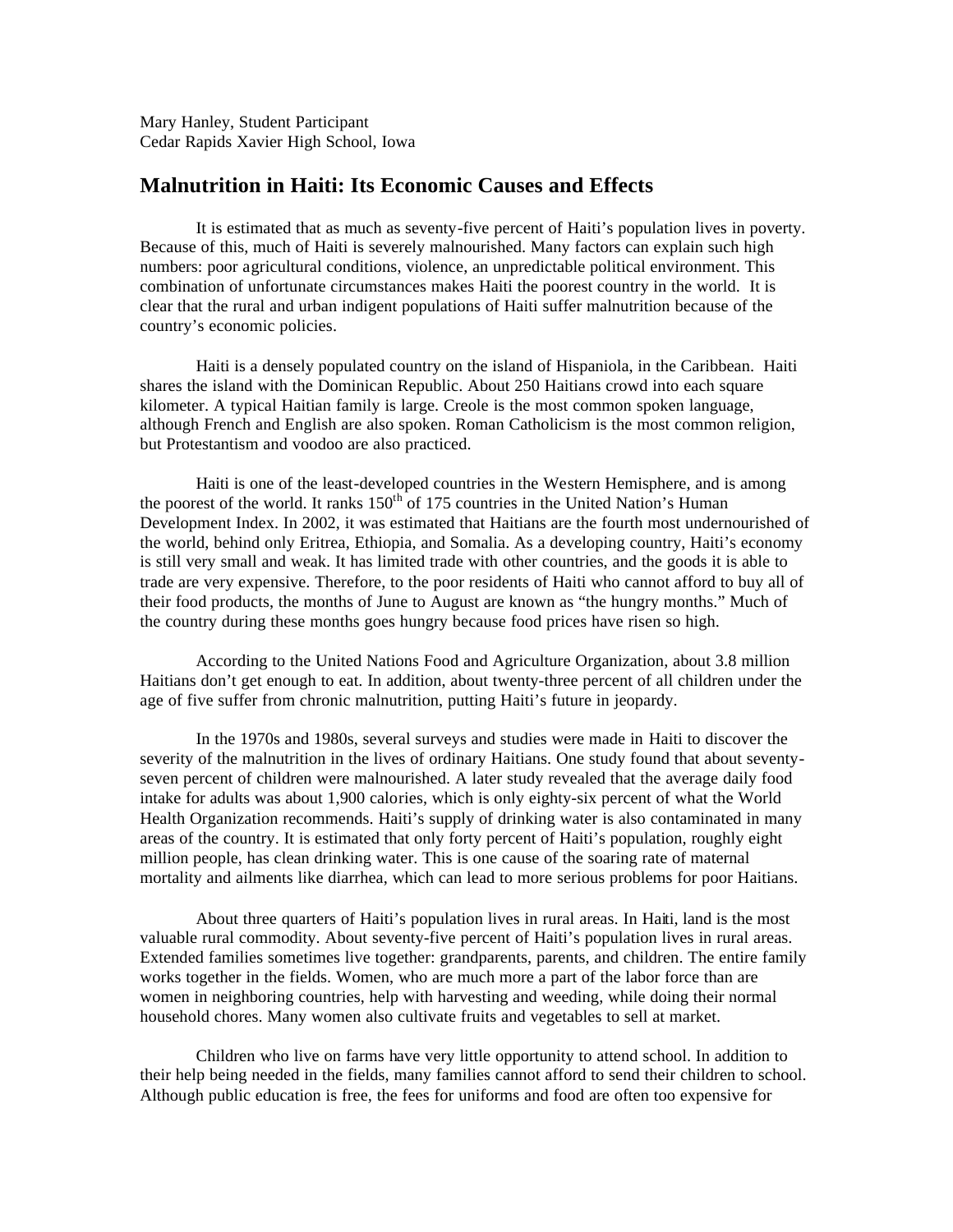Mary Hanley, Student Participant
Cedar Rapids Xavier High School, Iowa

## Malnutrition in Haiti: Its Economic Causes and Effects

It is estimated that as much as seventy-five percent of Haiti's population lives in poverty. Because of this, much of Haiti is severely malnourished. Many factors can explain such high numbers: poor agricultural conditions, violence, an unpredictable political environment. This combination of unfortunate circumstances makes Haiti the poorest country in the world. It is clear that the rural and urban indigent populations of Haiti suffer malnutrition because of the country's economic policies.

Haiti is a densely populated country on the island of Hispaniola, in the Caribbean. Haiti shares the island with the Dominican Republic. About 250 Haitians crowd into each square kilometer. A typical Haitian family is large. Creole is the most common spoken language, although French and English are also spoken. Roman Catholicism is the most common religion, but Protestantism and voodoo are also practiced.

Haiti is one of the least-developed countries in the Western Hemisphere, and is among the poorest of the world. It ranks 150th of 175 countries in the United Nation's Human Development Index. In 2002, it was estimated that Haitians are the fourth most undernourished of the world, behind only Eritrea, Ethiopia, and Somalia. As a developing country, Haiti's economy is still very small and weak. It has limited trade with other countries, and the goods it is able to trade are very expensive. Therefore, to the poor residents of Haiti who cannot afford to buy all of their food products, the months of June to August are known as "the hungry months." Much of the country during these months goes hungry because food prices have risen so high.

According to the United Nations Food and Agriculture Organization, about 3.8 million Haitians don't get enough to eat. In addition, about twenty-three percent of all children under the age of five suffer from chronic malnutrition, putting Haiti's future in jeopardy.

In the 1970s and 1980s, several surveys and studies were made in Haiti to discover the severity of the malnutrition in the lives of ordinary Haitians. One study found that about seventy-seven percent of children were malnourished. A later study revealed that the average daily food intake for adults was about 1,900 calories, which is only eighty-six percent of what the World Health Organization recommends. Haiti's supply of drinking water is also contaminated in many areas of the country. It is estimated that only forty percent of Haiti's population, roughly eight million people, has clean drinking water. This is one cause of the soaring rate of maternal mortality and ailments like diarrhea, which can lead to more serious problems for poor Haitians.

About three quarters of Haiti's population lives in rural areas. In Haiti, land is the most valuable rural commodity. About seventy-five percent of Haiti's population lives in rural areas. Extended families sometimes live together: grandparents, parents, and children. The entire family works together in the fields. Women, who are much more a part of the labor force than are women in neighboring countries, help with harvesting and weeding, while doing their normal household chores. Many women also cultivate fruits and vegetables to sell at market.

Children who live on farms have very little opportunity to attend school. In addition to their help being needed in the fields, many families cannot afford to send their children to school. Although public education is free, the fees for uniforms and food are often too expensive for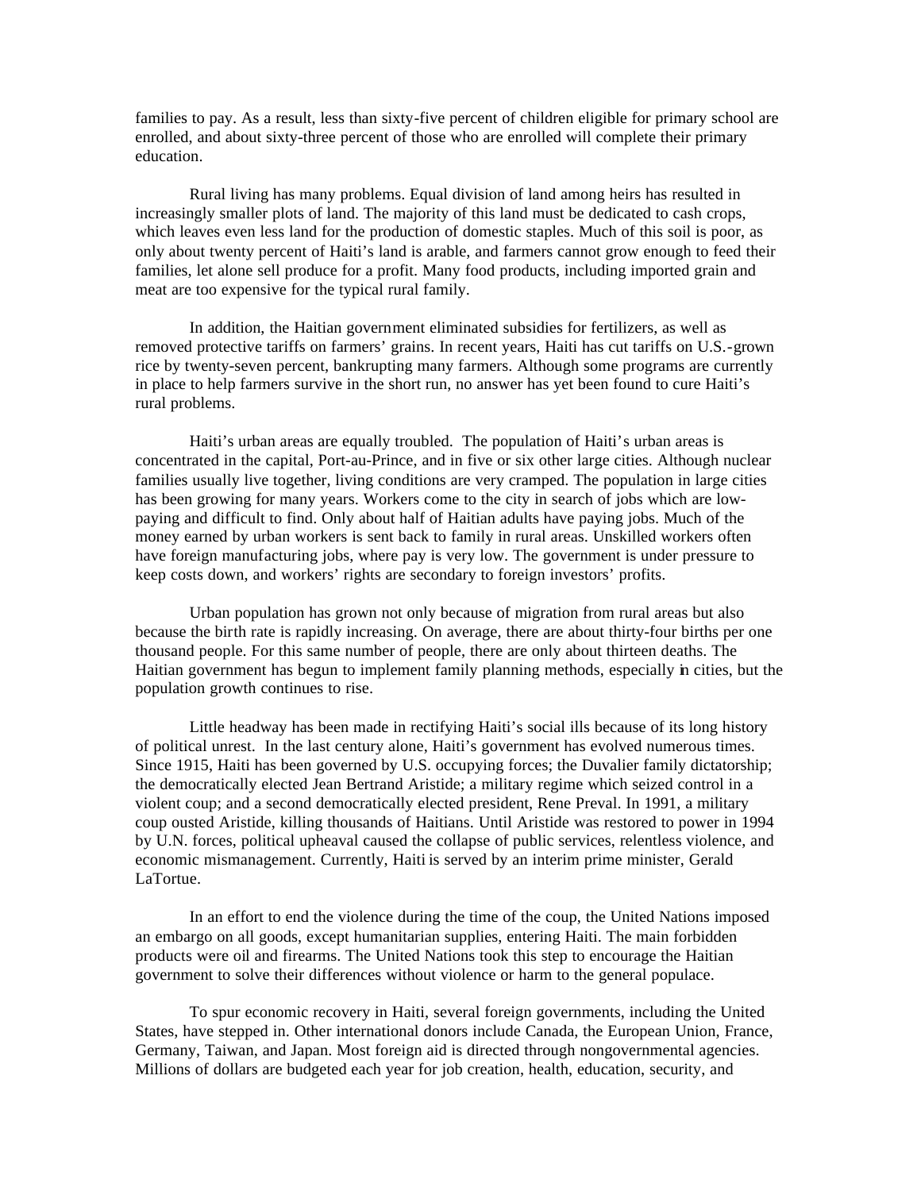families to pay. As a result, less than sixty-five percent of children eligible for primary school are enrolled, and about sixty-three percent of those who are enrolled will complete their primary education.

Rural living has many problems. Equal division of land among heirs has resulted in increasingly smaller plots of land. The majority of this land must be dedicated to cash crops, which leaves even less land for the production of domestic staples. Much of this soil is poor, as only about twenty percent of Haiti's land is arable, and farmers cannot grow enough to feed their families, let alone sell produce for a profit. Many food products, including imported grain and meat are too expensive for the typical rural family.

In addition, the Haitian government eliminated subsidies for fertilizers, as well as removed protective tariffs on farmers' grains. In recent years, Haiti has cut tariffs on U.S.-grown rice by twenty-seven percent, bankrupting many farmers. Although some programs are currently in place to help farmers survive in the short run, no answer has yet been found to cure Haiti's rural problems.

Haiti's urban areas are equally troubled. The population of Haiti's urban areas is concentrated in the capital, Port-au-Prince, and in five or six other large cities. Although nuclear families usually live together, living conditions are very cramped. The population in large cities has been growing for many years. Workers come to the city in search of jobs which are low-paying and difficult to find. Only about half of Haitian adults have paying jobs. Much of the money earned by urban workers is sent back to family in rural areas. Unskilled workers often have foreign manufacturing jobs, where pay is very low. The government is under pressure to keep costs down, and workers' rights are secondary to foreign investors' profits.

Urban population has grown not only because of migration from rural areas but also because the birth rate is rapidly increasing. On average, there are about thirty-four births per one thousand people. For this same number of people, there are only about thirteen deaths. The Haitian government has begun to implement family planning methods, especially in cities, but the population growth continues to rise.

Little headway has been made in rectifying Haiti's social ills because of its long history of political unrest. In the last century alone, Haiti's government has evolved numerous times. Since 1915, Haiti has been governed by U.S. occupying forces; the Duvalier family dictatorship; the democratically elected Jean Bertrand Aristide; a military regime which seized control in a violent coup; and a second democratically elected president, Rene Preval. In 1991, a military coup ousted Aristide, killing thousands of Haitians. Until Aristide was restored to power in 1994 by U.N. forces, political upheaval caused the collapse of public services, relentless violence, and economic mismanagement. Currently, Haiti is served by an interim prime minister, Gerald LaTortue.

In an effort to end the violence during the time of the coup, the United Nations imposed an embargo on all goods, except humanitarian supplies, entering Haiti. The main forbidden products were oil and firearms. The United Nations took this step to encourage the Haitian government to solve their differences without violence or harm to the general populace.

To spur economic recovery in Haiti, several foreign governments, including the United States, have stepped in. Other international donors include Canada, the European Union, France, Germany, Taiwan, and Japan. Most foreign aid is directed through nongovernmental agencies. Millions of dollars are budgeted each year for job creation, health, education, security, and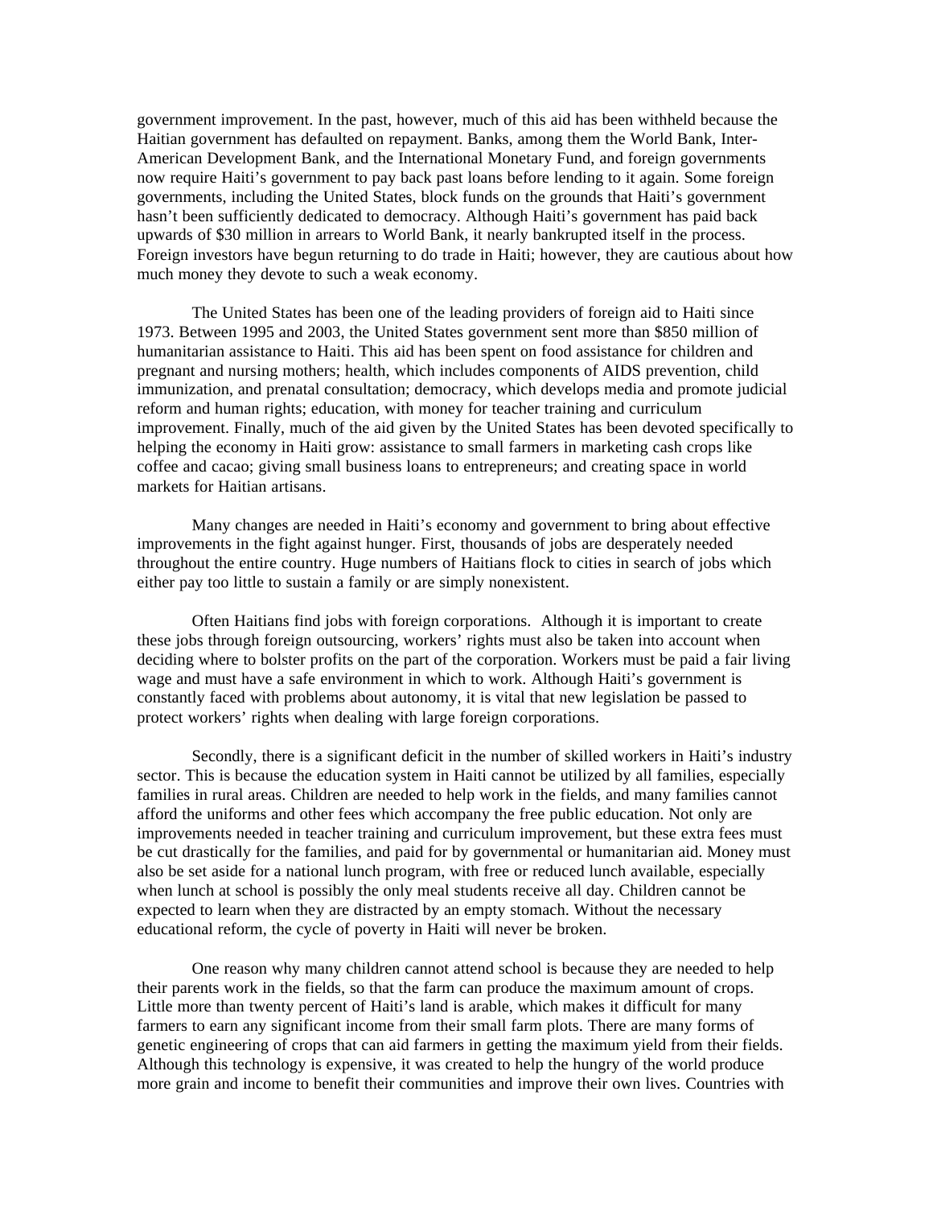government improvement. In the past, however, much of this aid has been withheld because the Haitian government has defaulted on repayment. Banks, among them the World Bank, Inter-American Development Bank, and the International Monetary Fund, and foreign governments now require Haiti's government to pay back past loans before lending to it again. Some foreign governments, including the United States, block funds on the grounds that Haiti's government hasn't been sufficiently dedicated to democracy. Although Haiti's government has paid back upwards of $30 million in arrears to World Bank, it nearly bankrupted itself in the process. Foreign investors have begun returning to do trade in Haiti; however, they are cautious about how much money they devote to such a weak economy.

The United States has been one of the leading providers of foreign aid to Haiti since 1973. Between 1995 and 2003, the United States government sent more than $850 million of humanitarian assistance to Haiti. This aid has been spent on food assistance for children and pregnant and nursing mothers; health, which includes components of AIDS prevention, child immunization, and prenatal consultation; democracy, which develops media and promote judicial reform and human rights; education, with money for teacher training and curriculum improvement. Finally, much of the aid given by the United States has been devoted specifically to helping the economy in Haiti grow: assistance to small farmers in marketing cash crops like coffee and cacao; giving small business loans to entrepreneurs; and creating space in world markets for Haitian artisans.

Many changes are needed in Haiti's economy and government to bring about effective improvements in the fight against hunger. First, thousands of jobs are desperately needed throughout the entire country. Huge numbers of Haitians flock to cities in search of jobs which either pay too little to sustain a family or are simply nonexistent.

Often Haitians find jobs with foreign corporations. Although it is important to create these jobs through foreign outsourcing, workers' rights must also be taken into account when deciding where to bolster profits on the part of the corporation. Workers must be paid a fair living wage and must have a safe environment in which to work. Although Haiti's government is constantly faced with problems about autonomy, it is vital that new legislation be passed to protect workers' rights when dealing with large foreign corporations.

Secondly, there is a significant deficit in the number of skilled workers in Haiti's industry sector. This is because the education system in Haiti cannot be utilized by all families, especially families in rural areas. Children are needed to help work in the fields, and many families cannot afford the uniforms and other fees which accompany the free public education. Not only are improvements needed in teacher training and curriculum improvement, but these extra fees must be cut drastically for the families, and paid for by governmental or humanitarian aid. Money must also be set aside for a national lunch program, with free or reduced lunch available, especially when lunch at school is possibly the only meal students receive all day. Children cannot be expected to learn when they are distracted by an empty stomach. Without the necessary educational reform, the cycle of poverty in Haiti will never be broken.

One reason why many children cannot attend school is because they are needed to help their parents work in the fields, so that the farm can produce the maximum amount of crops. Little more than twenty percent of Haiti's land is arable, which makes it difficult for many farmers to earn any significant income from their small farm plots. There are many forms of genetic engineering of crops that can aid farmers in getting the maximum yield from their fields. Although this technology is expensive, it was created to help the hungry of the world produce more grain and income to benefit their communities and improve their own lives. Countries with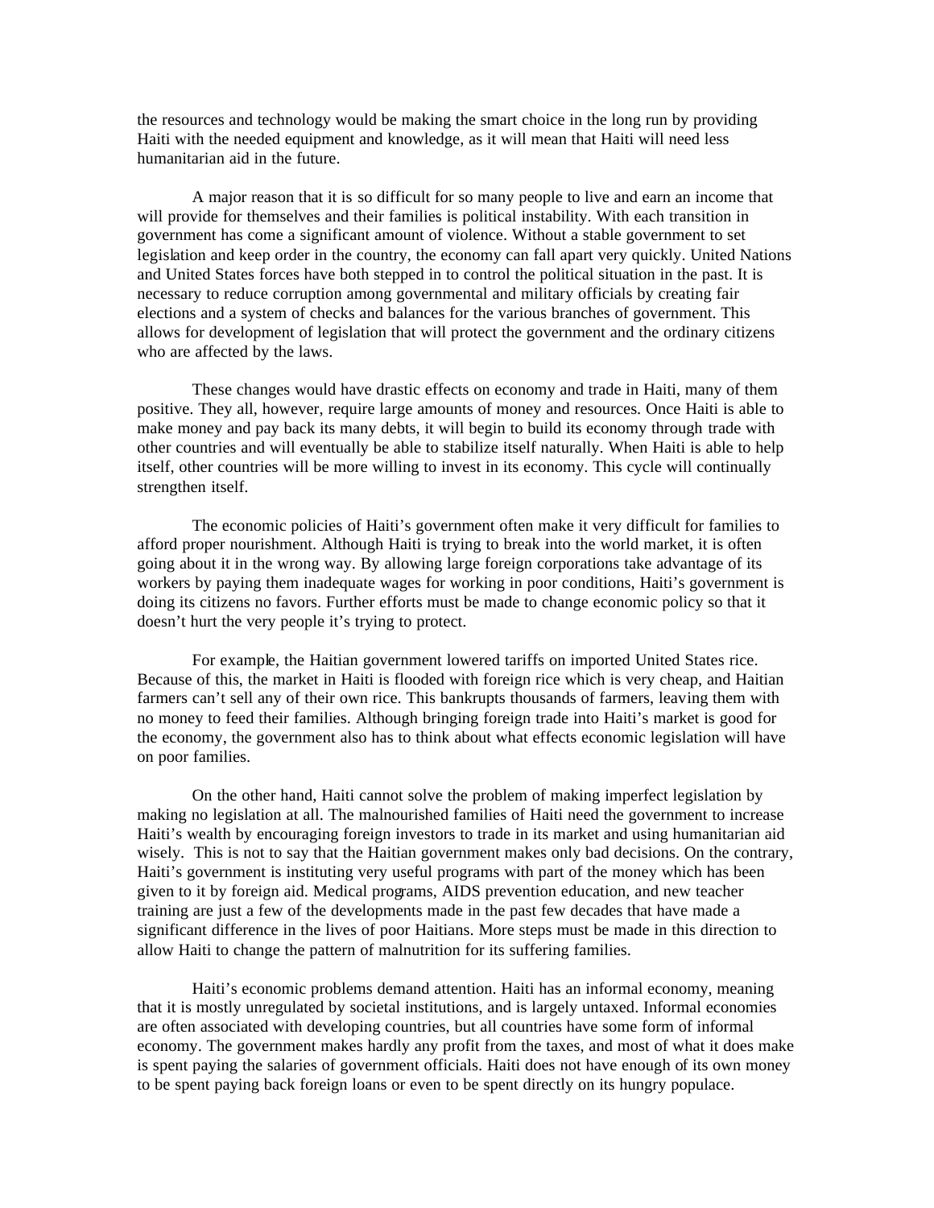the resources and technology would be making the smart choice in the long run by providing Haiti with the needed equipment and knowledge, as it will mean that Haiti will need less humanitarian aid in the future.

A major reason that it is so difficult for so many people to live and earn an income that will provide for themselves and their families is political instability. With each transition in government has come a significant amount of violence. Without a stable government to set legislation and keep order in the country, the economy can fall apart very quickly. United Nations and United States forces have both stepped in to control the political situation in the past. It is necessary to reduce corruption among governmental and military officials by creating fair elections and a system of checks and balances for the various branches of government. This allows for development of legislation that will protect the government and the ordinary citizens who are affected by the laws.

These changes would have drastic effects on economy and trade in Haiti, many of them positive. They all, however, require large amounts of money and resources. Once Haiti is able to make money and pay back its many debts, it will begin to build its economy through trade with other countries and will eventually be able to stabilize itself naturally. When Haiti is able to help itself, other countries will be more willing to invest in its economy. This cycle will continually strengthen itself.

The economic policies of Haiti's government often make it very difficult for families to afford proper nourishment. Although Haiti is trying to break into the world market, it is often going about it in the wrong way. By allowing large foreign corporations take advantage of its workers by paying them inadequate wages for working in poor conditions, Haiti's government is doing its citizens no favors. Further efforts must be made to change economic policy so that it doesn't hurt the very people it's trying to protect.

For example, the Haitian government lowered tariffs on imported United States rice. Because of this, the market in Haiti is flooded with foreign rice which is very cheap, and Haitian farmers can't sell any of their own rice. This bankrupts thousands of farmers, leaving them with no money to feed their families. Although bringing foreign trade into Haiti's market is good for the economy, the government also has to think about what effects economic legislation will have on poor families.

On the other hand, Haiti cannot solve the problem of making imperfect legislation by making no legislation at all. The malnourished families of Haiti need the government to increase Haiti's wealth by encouraging foreign investors to trade in its market and using humanitarian aid wisely. This is not to say that the Haitian government makes only bad decisions. On the contrary, Haiti's government is instituting very useful programs with part of the money which has been given to it by foreign aid. Medical programs, AIDS prevention education, and new teacher training are just a few of the developments made in the past few decades that have made a significant difference in the lives of poor Haitians. More steps must be made in this direction to allow Haiti to change the pattern of malnutrition for its suffering families.

Haiti's economic problems demand attention. Haiti has an informal economy, meaning that it is mostly unregulated by societal institutions, and is largely untaxed. Informal economies are often associated with developing countries, but all countries have some form of informal economy. The government makes hardly any profit from the taxes, and most of what it does make is spent paying the salaries of government officials. Haiti does not have enough of its own money to be spent paying back foreign loans or even to be spent directly on its hungry populace.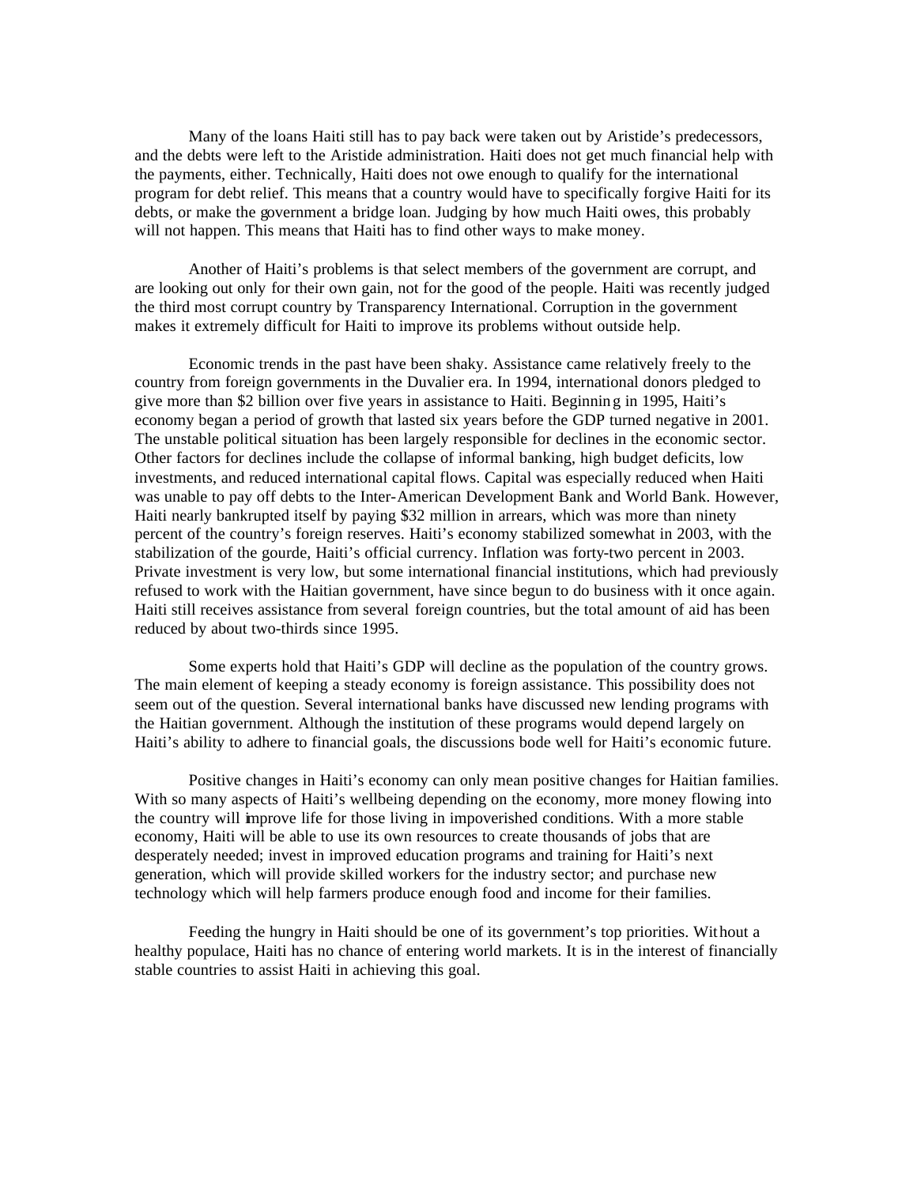Many of the loans Haiti still has to pay back were taken out by Aristide's predecessors, and the debts were left to the Aristide administration. Haiti does not get much financial help with the payments, either. Technically, Haiti does not owe enough to qualify for the international program for debt relief. This means that a country would have to specifically forgive Haiti for its debts, or make the government a bridge loan. Judging by how much Haiti owes, this probably will not happen. This means that Haiti has to find other ways to make money.

Another of Haiti's problems is that select members of the government are corrupt, and are looking out only for their own gain, not for the good of the people. Haiti was recently judged the third most corrupt country by Transparency International. Corruption in the government makes it extremely difficult for Haiti to improve its problems without outside help.

Economic trends in the past have been shaky. Assistance came relatively freely to the country from foreign governments in the Duvalier era. In 1994, international donors pledged to give more than $2 billion over five years in assistance to Haiti. Beginning in 1995, Haiti's economy began a period of growth that lasted six years before the GDP turned negative in 2001. The unstable political situation has been largely responsible for declines in the economic sector. Other factors for declines include the collapse of informal banking, high budget deficits, low investments, and reduced international capital flows. Capital was especially reduced when Haiti was unable to pay off debts to the Inter-American Development Bank and World Bank. However, Haiti nearly bankrupted itself by paying $32 million in arrears, which was more than ninety percent of the country's foreign reserves. Haiti's economy stabilized somewhat in 2003, with the stabilization of the gourde, Haiti's official currency. Inflation was forty-two percent in 2003. Private investment is very low, but some international financial institutions, which had previously refused to work with the Haitian government, have since begun to do business with it once again. Haiti still receives assistance from several foreign countries, but the total amount of aid has been reduced by about two-thirds since 1995.

Some experts hold that Haiti's GDP will decline as the population of the country grows. The main element of keeping a steady economy is foreign assistance. This possibility does not seem out of the question. Several international banks have discussed new lending programs with the Haitian government. Although the institution of these programs would depend largely on Haiti's ability to adhere to financial goals, the discussions bode well for Haiti's economic future.

Positive changes in Haiti's economy can only mean positive changes for Haitian families. With so many aspects of Haiti's wellbeing depending on the economy, more money flowing into the country will improve life for those living in impoverished conditions. With a more stable economy, Haiti will be able to use its own resources to create thousands of jobs that are desperately needed; invest in improved education programs and training for Haiti's next generation, which will provide skilled workers for the industry sector; and purchase new technology which will help farmers produce enough food and income for their families.

Feeding the hungry in Haiti should be one of its government's top priorities. Without a healthy populace, Haiti has no chance of entering world markets. It is in the interest of financially stable countries to assist Haiti in achieving this goal.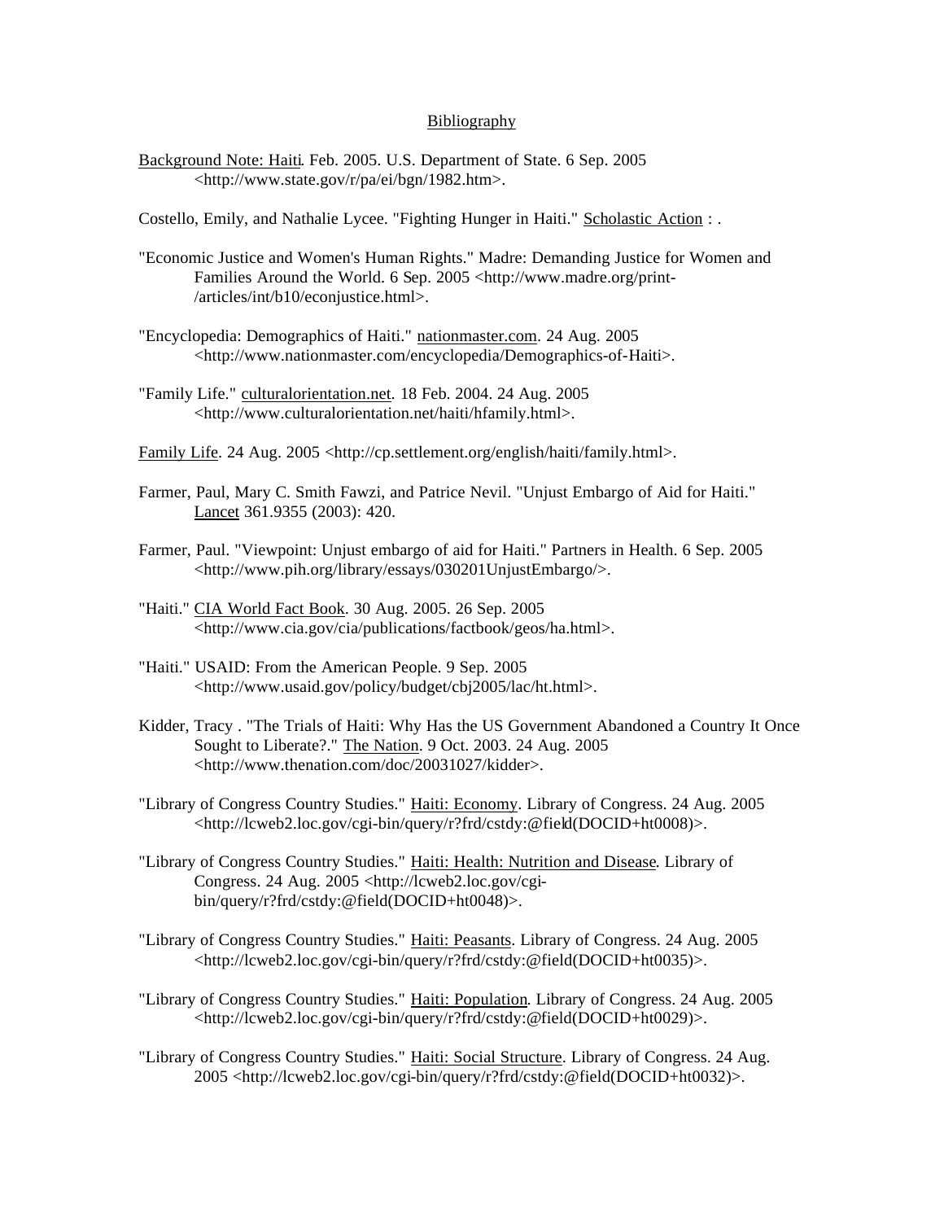## Bibliography

Background Note: Haiti. Feb. 2005. U.S. Department of State. 6 Sep. 2005 <http://www.state.gov/r/pa/ei/bgn/1982.htm>.

Costello, Emily, and Nathalie Lycee. "Fighting Hunger in Haiti." Scholastic Action : .

"Economic Justice and Women's Human Rights." Madre: Demanding Justice for Women and Families Around the World. 6 Sep. 2005 <http://www.madre.org/print-/articles/int/b10/econjustice.html>.

"Encyclopedia: Demographics of Haiti." nationmaster.com. 24 Aug. 2005 <http://www.nationmaster.com/encyclopedia/Demographics-of-Haiti>.

"Family Life." culturalorientation.net. 18 Feb. 2004. 24 Aug. 2005 <http://www.culturalorientation.net/haiti/hfamily.html>.

Family Life. 24 Aug. 2005 <http://cp.settlement.org/english/haiti/family.html>.

Farmer, Paul, Mary C. Smith Fawzi, and Patrice Nevil. "Unjust Embargo of Aid for Haiti." Lancet 361.9355 (2003): 420.

Farmer, Paul. "Viewpoint: Unjust embargo of aid for Haiti." Partners in Health. 6 Sep. 2005 <http://www.pih.org/library/essays/030201UnjustEmbargo/>.

"Haiti." CIA World Fact Book. 30 Aug. 2005. 26 Sep. 2005 <http://www.cia.gov/cia/publications/factbook/geos/ha.html>.

"Haiti." USAID: From the American People. 9 Sep. 2005 <http://www.usaid.gov/policy/budget/cbj2005/lac/ht.html>.

Kidder, Tracy . "The Trials of Haiti: Why Has the US Government Abandoned a Country It Once Sought to Liberate?." The Nation. 9 Oct. 2003. 24 Aug. 2005 <http://www.thenation.com/doc/20031027/kidder>.

"Library of Congress Country Studies." Haiti: Economy. Library of Congress. 24 Aug. 2005 <http://lcweb2.loc.gov/cgi-bin/query/r?frd/cstdy:@field(DOCID+ht0008)>.

"Library of Congress Country Studies." Haiti: Health: Nutrition and Disease. Library of Congress. 24 Aug. 2005 <http://lcweb2.loc.gov/cgi-bin/query/r?frd/cstdy:@field(DOCID+ht0048)>.

"Library of Congress Country Studies." Haiti: Peasants. Library of Congress. 24 Aug. 2005 <http://lcweb2.loc.gov/cgi-bin/query/r?frd/cstdy:@field(DOCID+ht0035)>.

"Library of Congress Country Studies." Haiti: Population. Library of Congress. 24 Aug. 2005 <http://lcweb2.loc.gov/cgi-bin/query/r?frd/cstdy:@field(DOCID+ht0029)>.

"Library of Congress Country Studies." Haiti: Social Structure. Library of Congress. 24 Aug. 2005 <http://lcweb2.loc.gov/cgi-bin/query/r?frd/cstdy:@field(DOCID+ht0032)>.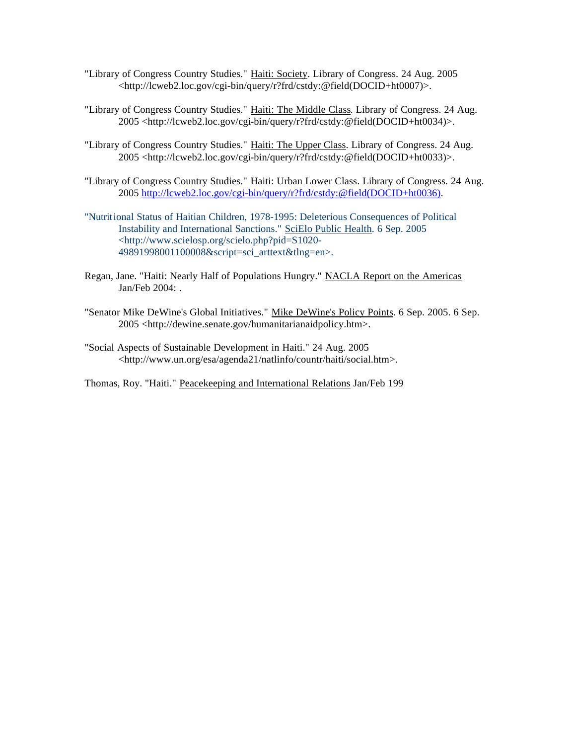"Library of Congress Country Studies." Haiti: Society. Library of Congress. 24 Aug. 2005 <http://lcweb2.loc.gov/cgi-bin/query/r?frd/cstdy:@field(DOCID+ht0007)>.

"Library of Congress Country Studies." Haiti: The Middle Class. Library of Congress. 24 Aug. 2005 <http://lcweb2.loc.gov/cgi-bin/query/r?frd/cstdy:@field(DOCID+ht0034)>.

"Library of Congress Country Studies." Haiti: The Upper Class. Library of Congress. 24 Aug. 2005 <http://lcweb2.loc.gov/cgi-bin/query/r?frd/cstdy:@field(DOCID+ht0033)>.

"Library of Congress Country Studies." Haiti: Urban Lower Class. Library of Congress. 24 Aug. 2005 http://lcweb2.loc.gov/cgi-bin/query/r?frd/cstdy:@field(DOCID+ht0036).

"Nutritional Status of Haitian Children, 1978-1995: Deleterious Consequences of Political Instability and International Sanctions." SciElo Public Health. 6 Sep. 2005 <http://www.scielosp.org/scielo.php?pid=S1020-49891998001100008&script=sci_arttext&tlng=en>.

Regan, Jane. "Haiti: Nearly Half of Populations Hungry." NACLA Report on the Americas Jan/Feb 2004: .

"Senator Mike DeWine's Global Initiatives." Mike DeWine's Policy Points. 6 Sep. 2005. 6 Sep. 2005 <http://dewine.senate.gov/humanitarianaidpolicy.htm>.

"Social Aspects of Sustainable Development in Haiti." 24 Aug. 2005 <http://www.un.org/esa/agenda21/natlinfo/countr/haiti/social.htm>.

Thomas, Roy. "Haiti." Peacekeeping and International Relations Jan/Feb 199